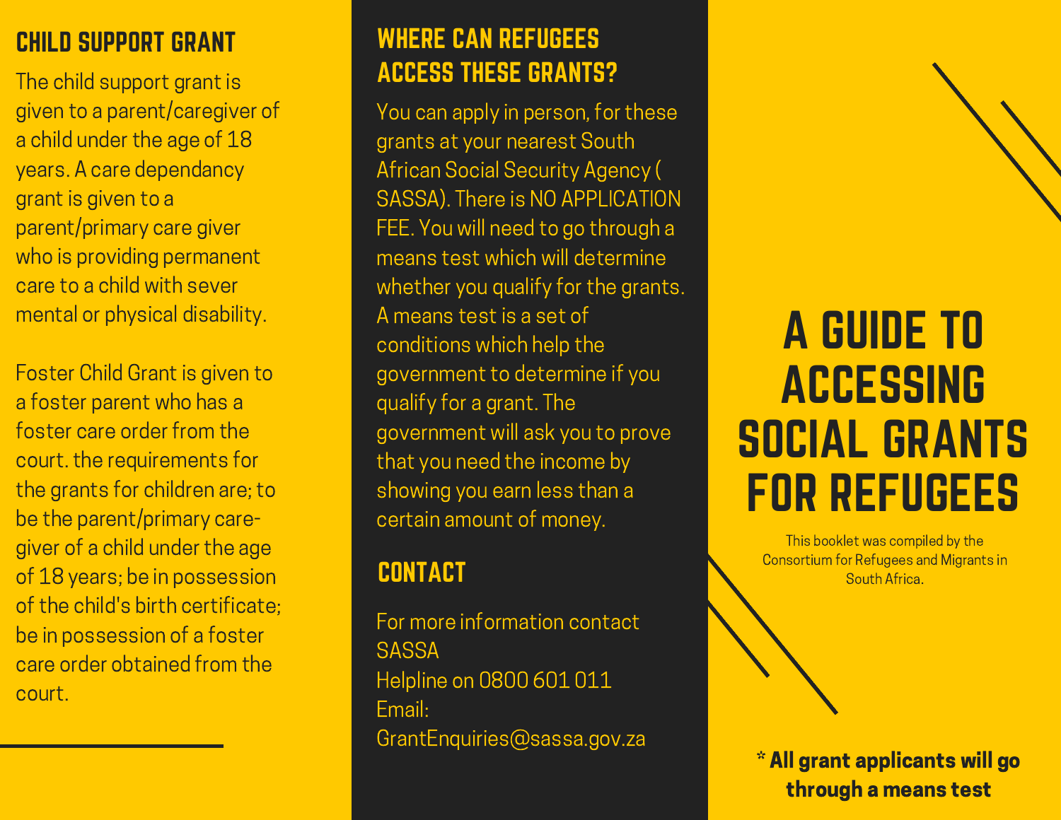## CHILD SUPPORT GRANT

The child support grant is given to a parent/caregiver of a child under the age of 18 years. A care dependancy grant is given to a parent/primary care giver who is providing permanent care to a child with sever mental or physical disability.

Foster Child Grant is given to a foster parent who has a foster care order from the court. the requirements for the grants for children are; to be the parent/primary care-giver of a child under the age of 18 years; be in possession of the child's birth certificate; be in possession of a foster care order obtained from the court.

## WHERE CAN REFUGEES ACCESS THESE GRANTS?

You can apply in person, for these grants at your nearest South African Social Security Agency ( SASSA). There is NO APPLICATION FEE. You will need to go through a means test which will determine whether you qualify for the grants. A means test is a set of conditions which help the government to determine if you qualify for a grant. The government will ask you to prove that you need the income by showing you earn less than a certain amount of money.

## CONTACT

For more information contact SASSA
Helpline on 0800 601 011
Email:
GrantEnquiries@sassa.gov.za

# A GUIDE TO ACCESSING SOCIAL GRANTS FOR REFUGEES

This booklet was compiled by the Consortium for Refugees and Migrants in South Africa.

**\* All grant applicants will go through a means test**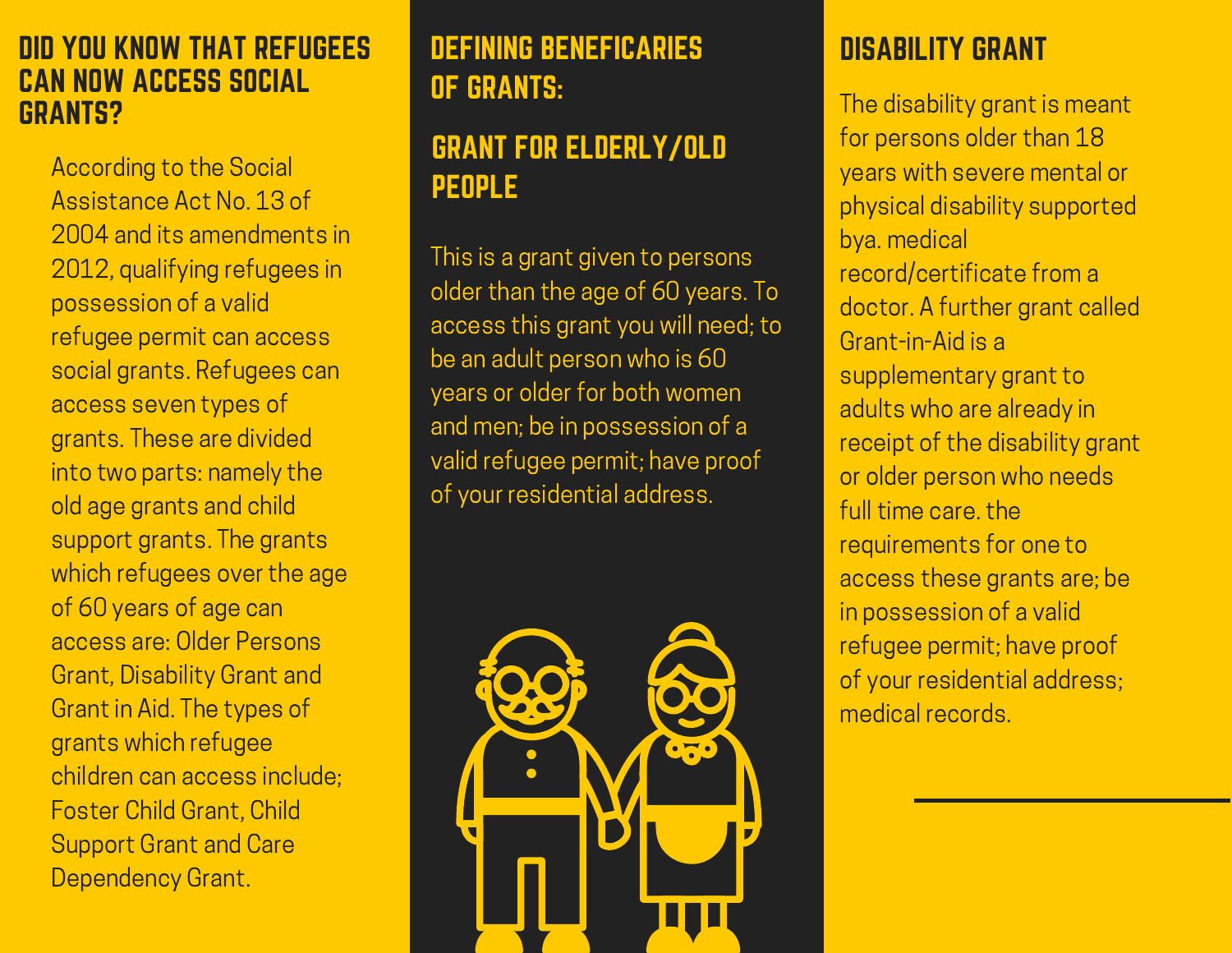## DID YOU KNOW THAT REFUGEES CAN NOW ACCESS SOCIAL GRANTS?

According to the Social Assistance Act No. 13 of 2004 and its amendments in 2012, qualifying refugees in possession of a valid refugee permit can access social grants. Refugees can access seven types of grants. These are divided into two parts: namely the old age grants and child support grants. The grants which refugees over the age of 60 years of age can access are: Older Persons Grant, Disability Grant and Grant in Aid. The types of grants which refugee children can access include; Foster Child Grant, Child Support Grant and Care Dependency Grant.

## DEFINING BENEFICARIES OF GRANTS:

### GRANT FOR ELDERLY/OLD PEOPLE

This is a grant given to persons older than the age of 60 years. To access this grant you will need; to be an adult person who is 60 years or older for both women and men; be in possession of a valid refugee permit; have proof of your residential address.

## DISABILITY GRANT

The disability grant is meant for persons older than 18 years with severe mental or physical disability supported bya. medical record/certificate from a doctor. A further grant called Grant-in-Aid is a supplementary grant to adults who are already in receipt of the disability grant or older person who needs full time care. the requirements for one to access these grants are; be in possession of a valid refugee permit; have proof of your residential address; medical records.